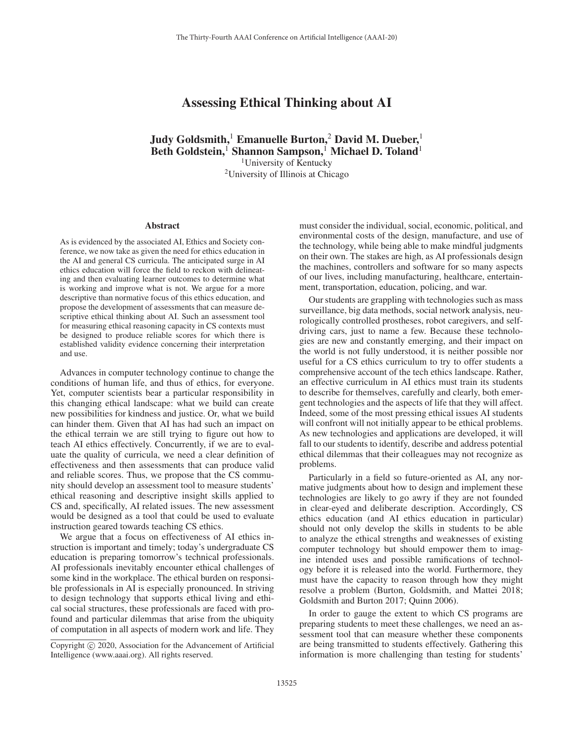# Assessing Ethical Thinking about AI

**Judy Goldsmith,[1] Emanuelle Burton,[2] David M. Dueber,[1] Beth Goldstein,[1] Shannon Sampson,[1] Michael D. Toland[1]**

[1]University of Kentucky
[2]University of Illinois at Chicago

## Abstract

As is evidenced by the associated AI, Ethics and Society conference, we now take as given the need for ethics education in the AI and general CS curricula. The anticipated surge in AI ethics education will force the field to reckon with delineating and then evaluating learner outcomes to determine what is working and improve what is not. We argue for a more descriptive than normative focus of this ethics education, and propose the development of assessments that can measure descriptive ethical thinking about AI. Such an assessment tool for measuring ethical reasoning capacity in CS contexts must be designed to produce reliable scores for which there is established validity evidence concerning their interpretation and use.

Advances in computer technology continue to change the conditions of human life, and thus of ethics, for everyone. Yet, computer scientists bear a particular responsibility in this changing ethical landscape: what we build can create new possibilities for kindness and justice. Or, what we build can hinder them. Given that AI has had such an impact on the ethical terrain we are still trying to figure out how to teach AI ethics effectively. Concurrently, if we are to evaluate the quality of curricula, we need a clear definition of effectiveness and then assessments that can produce valid and reliable scores. Thus, we propose that the CS community should develop an assessment tool to measure students' ethical reasoning and descriptive insight skills applied to CS and, specifically, AI related issues. The new assessment would be designed as a tool that could be used to evaluate instruction geared towards teaching CS ethics.

We argue that a focus on effectiveness of AI ethics instruction is important and timely; today's undergraduate CS education is preparing tomorrow's technical professionals. AI professionals inevitably encounter ethical challenges of some kind in the workplace. The ethical burden on responsible professionals in AI is especially pronounced. In striving to design technology that supports ethical living and ethical social structures, these professionals are faced with profound and particular dilemmas that arise from the ubiquity of computation in all aspects of modern work and life. They must consider the individual, social, economic, political, and environmental costs of the design, manufacture, and use of the technology, while being able to make mindful judgments on their own. The stakes are high, as AI professionals design the machines, controllers and software for so many aspects of our lives, including manufacturing, healthcare, entertainment, transportation, education, policing, and war.

Our students are grappling with technologies such as mass surveillance, big data methods, social network analysis, neurologically controlled prostheses, robot caregivers, and self-driving cars, just to name a few. Because these technologies are new and constantly emerging, and their impact on the world is not fully understood, it is neither possible nor useful for a CS ethics curriculum to try to offer students a comprehensive account of the tech ethics landscape. Rather, an effective curriculum in AI ethics must train its students to describe for themselves, carefully and clearly, both emergent technologies and the aspects of life that they will affect. Indeed, some of the most pressing ethical issues AI students will confront will not initially appear to be ethical problems. As new technologies and applications are developed, it will fall to our students to identify, describe and address potential ethical dilemmas that their colleagues may not recognize as problems.

Particularly in a field so future-oriented as AI, any normative judgments about how to design and implement these technologies are likely to go awry if they are not founded in clear-eyed and deliberate description. Accordingly, CS ethics education (and AI ethics education in particular) should not only develop the skills in students to be able to analyze the ethical strengths and weaknesses of existing computer technology but should empower them to imagine intended uses and possible ramifications of technology before it is released into the world. Furthermore, they must have the capacity to reason through how they might resolve a problem (Burton, Goldsmith, and Mattei 2018; Goldsmith and Burton 2017; Quinn 2006).

In order to gauge the extent to which CS programs are preparing students to meet these challenges, we need an assessment tool that can measure whether these components are being transmitted to students effectively. Gathering this information is more challenging than testing for students'

Copyright © 2020, Association for the Advancement of Artificial Intelligence (www.aaai.org). All rights reserved.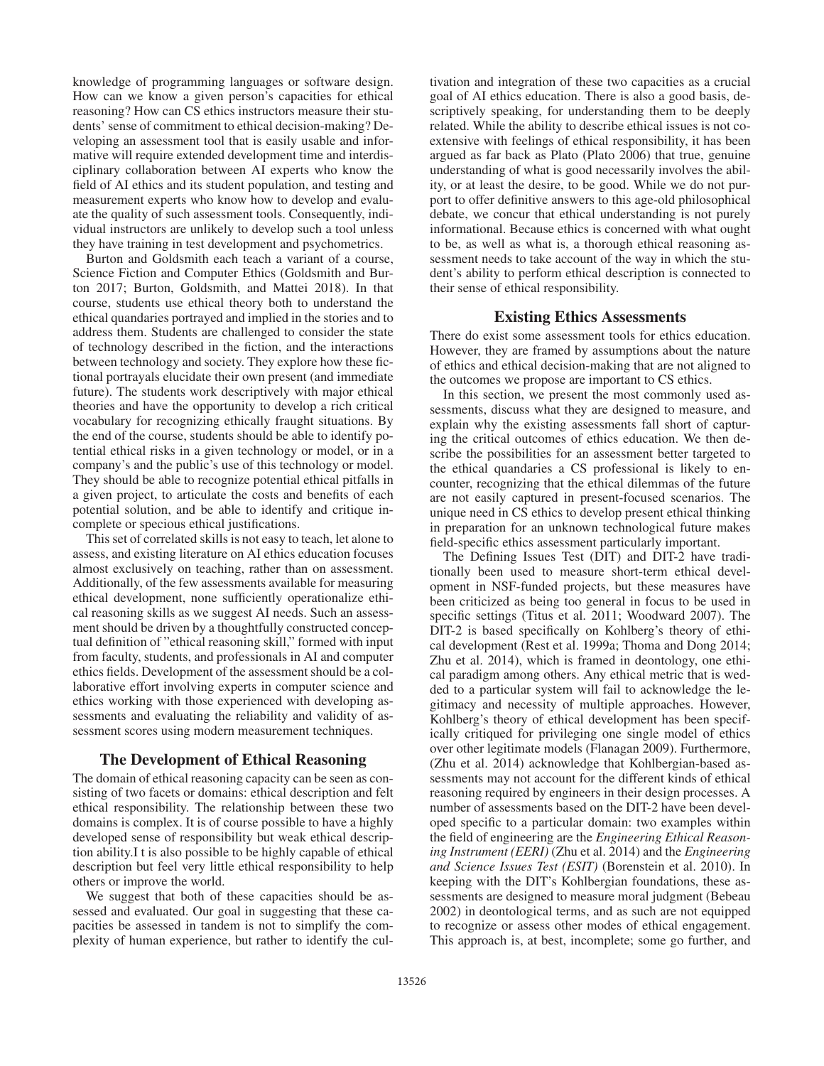knowledge of programming languages or software design. How can we know a given person's capacities for ethical reasoning? How can CS ethics instructors measure their students' sense of commitment to ethical decision-making? Developing an assessment tool that is easily usable and informative will require extended development time and interdisciplinary collaboration between AI experts who know the field of AI ethics and its student population, and testing and measurement experts who know how to develop and evaluate the quality of such assessment tools. Consequently, individual instructors are unlikely to develop such a tool unless they have training in test development and psychometrics.

Burton and Goldsmith each teach a variant of a course, Science Fiction and Computer Ethics (Goldsmith and Burton 2017; Burton, Goldsmith, and Mattei 2018). In that course, students use ethical theory both to understand the ethical quandaries portrayed and implied in the stories and to address them. Students are challenged to consider the state of technology described in the fiction, and the interactions between technology and society. They explore how these fictional portrayals elucidate their own present (and immediate future). The students work descriptively with major ethical theories and have the opportunity to develop a rich critical vocabulary for recognizing ethically fraught situations. By the end of the course, students should be able to identify potential ethical risks in a given technology or model, or in a company's and the public's use of this technology or model. They should be able to recognize potential ethical pitfalls in a given project, to articulate the costs and benefits of each potential solution, and be able to identify and critique incomplete or specious ethical justifications.

This set of correlated skills is not easy to teach, let alone to assess, and existing literature on AI ethics education focuses almost exclusively on teaching, rather than on assessment. Additionally, of the few assessments available for measuring ethical development, none sufficiently operationalize ethical reasoning skills as we suggest AI needs. Such an assessment should be driven by a thoughtfully constructed conceptual definition of "ethical reasoning skill," formed with input from faculty, students, and professionals in AI and computer ethics fields. Development of the assessment should be a collaborative effort involving experts in computer science and ethics working with those experienced with developing assessments and evaluating the reliability and validity of assessment scores using modern measurement techniques.

## The Development of Ethical Reasoning

The domain of ethical reasoning capacity can be seen as consisting of two facets or domains: ethical description and felt ethical responsibility. The relationship between these two domains is complex. It is of course possible to have a highly developed sense of responsibility but weak ethical description ability.I t is also possible to be highly capable of ethical description but feel very little ethical responsibility to help others or improve the world.

We suggest that both of these capacities should be assessed and evaluated. Our goal in suggesting that these capacities be assessed in tandem is not to simplify the complexity of human experience, but rather to identify the cultivation and integration of these two capacities as a crucial goal of AI ethics education. There is also a good basis, descriptively speaking, for understanding them to be deeply related. While the ability to describe ethical issues is not coextensive with feelings of ethical responsibility, it has been argued as far back as Plato (Plato 2006) that true, genuine understanding of what is good necessarily involves the ability, or at least the desire, to be good. While we do not purport to offer definitive answers to this age-old philosophical debate, we concur that ethical understanding is not purely informational. Because ethics is concerned with what ought to be, as well as what is, a thorough ethical reasoning assessment needs to take account of the way in which the student's ability to perform ethical description is connected to their sense of ethical responsibility.

## Existing Ethics Assessments

There do exist some assessment tools for ethics education. However, they are framed by assumptions about the nature of ethics and ethical decision-making that are not aligned to the outcomes we propose are important to CS ethics.

In this section, we present the most commonly used assessments, discuss what they are designed to measure, and explain why the existing assessments fall short of capturing the critical outcomes of ethics education. We then describe the possibilities for an assessment better targeted to the ethical quandaries a CS professional is likely to encounter, recognizing that the ethical dilemmas of the future are not easily captured in present-focused scenarios. The unique need in CS ethics to develop present ethical thinking in preparation for an unknown technological future makes field-specific ethics assessment particularly important.

The Defining Issues Test (DIT) and DIT-2 have traditionally been used to measure short-term ethical development in NSF-funded projects, but these measures have been criticized as being too general in focus to be used in specific settings (Titus et al. 2011; Woodward 2007). The DIT-2 is based specifically on Kohlberg's theory of ethical development (Rest et al. 1999a; Thoma and Dong 2014; Zhu et al. 2014), which is framed in deontology, one ethical paradigm among others. Any ethical metric that is wedded to a particular system will fail to acknowledge the legitimacy and necessity of multiple approaches. However, Kohlberg's theory of ethical development has been specifically critiqued for privileging one single model of ethics over other legitimate models (Flanagan 2009). Furthermore, (Zhu et al. 2014) acknowledge that Kohlbergian-based assessments may not account for the different kinds of ethical reasoning required by engineers in their design processes. A number of assessments based on the DIT-2 have been developed specific to a particular domain: two examples within the field of engineering are the *Engineering Ethical Reasoning Instrument (EERI)* (Zhu et al. 2014) and the *Engineering and Science Issues Test (ESIT)* (Borenstein et al. 2010). In keeping with the DIT's Kohlbergian foundations, these assessments are designed to measure moral judgment (Bebeau 2002) in deontological terms, and as such are not equipped to recognize or assess other modes of ethical engagement. This approach is, at best, incomplete; some go further, and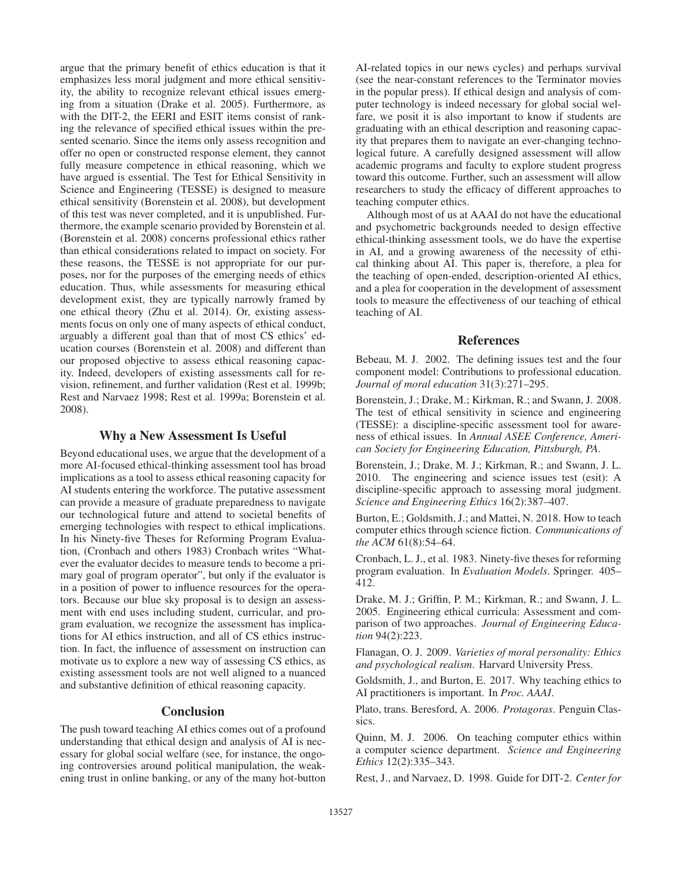argue that the primary benefit of ethics education is that it emphasizes less moral judgment and more ethical sensitivity, the ability to recognize relevant ethical issues emerging from a situation (Drake et al. 2005). Furthermore, as with the DIT-2, the EERI and ESIT items consist of ranking the relevance of specified ethical issues within the presented scenario. Since the items only assess recognition and offer no open or constructed response element, they cannot fully measure competence in ethical reasoning, which we have argued is essential. The Test for Ethical Sensitivity in Science and Engineering (TESSE) is designed to measure ethical sensitivity (Borenstein et al. 2008), but development of this test was never completed, and it is unpublished. Furthermore, the example scenario provided by Borenstein et al. (Borenstein et al. 2008) concerns professional ethics rather than ethical considerations related to impact on society. For these reasons, the TESSE is not appropriate for our purposes, nor for the purposes of the emerging needs of ethics education. Thus, while assessments for measuring ethical development exist, they are typically narrowly framed by one ethical theory (Zhu et al. 2014). Or, existing assessments focus on only one of many aspects of ethical conduct, arguably a different goal than that of most CS ethics' education courses (Borenstein et al. 2008) and different than our proposed objective to assess ethical reasoning capacity. Indeed, developers of existing assessments call for revision, refinement, and further validation (Rest et al. 1999b; Rest and Narvaez 1998; Rest et al. 1999a; Borenstein et al. 2008).

## Why a New Assessment Is Useful

Beyond educational uses, we argue that the development of a more AI-focused ethical-thinking assessment tool has broad implications as a tool to assess ethical reasoning capacity for AI students entering the workforce. The putative assessment can provide a measure of graduate preparedness to navigate our technological future and attend to societal benefits of emerging technologies with respect to ethical implications. In his Ninety-five Theses for Reforming Program Evaluation, (Cronbach and others 1983) Cronbach writes "Whatever the evaluator decides to measure tends to become a primary goal of program operator", but only if the evaluator is in a position of power to influence resources for the operators. Because our blue sky proposal is to design an assessment with end uses including student, curricular, and program evaluation, we recognize the assessment has implications for AI ethics instruction, and all of CS ethics instruction. In fact, the influence of assessment on instruction can motivate us to explore a new way of assessing CS ethics, as existing assessment tools are not well aligned to a nuanced and substantive definition of ethical reasoning capacity.

## Conclusion

The push toward teaching AI ethics comes out of a profound understanding that ethical design and analysis of AI is necessary for global social welfare (see, for instance, the ongoing controversies around political manipulation, the weakening trust in online banking, or any of the many hot-button AI-related topics in our news cycles) and perhaps survival (see the near-constant references to the Terminator movies in the popular press). If ethical design and analysis of computer technology is indeed necessary for global social welfare, we posit it is also important to know if students are graduating with an ethical description and reasoning capacity that prepares them to navigate an ever-changing technological future. A carefully designed assessment will allow academic programs and faculty to explore student progress toward this outcome. Further, such an assessment will allow researchers to study the efficacy of different approaches to teaching computer ethics.

Although most of us at AAAI do not have the educational and psychometric backgrounds needed to design effective ethical-thinking assessment tools, we do have the expertise in AI, and a growing awareness of the necessity of ethical thinking about AI. This paper is, therefore, a plea for the teaching of open-ended, description-oriented AI ethics, and a plea for cooperation in the development of assessment tools to measure the effectiveness of our teaching of ethical teaching of AI.

## References

Bebeau, M. J. 2002. The defining issues test and the four component model: Contributions to professional education. *Journal of moral education* 31(3):271–295.

Borenstein, J.; Drake, M.; Kirkman, R.; and Swann, J. 2008. The test of ethical sensitivity in science and engineering (TESSE): a discipline-specific assessment tool for awareness of ethical issues. In *Annual ASEE Conference, American Society for Engineering Education, Pittsburgh, PA*.

Borenstein, J.; Drake, M. J.; Kirkman, R.; and Swann, J. L. 2010. The engineering and science issues test (esit): A discipline-specific approach to assessing moral judgment. *Science and Engineering Ethics* 16(2):387–407.

Burton, E.; Goldsmith, J.; and Mattei, N. 2018. How to teach computer ethics through science fiction. *Communications of the ACM* 61(8):54–64.

Cronbach, L. J., et al. 1983. Ninety-five theses for reforming program evaluation. In *Evaluation Models*. Springer. 405–412.

Drake, M. J.; Griffin, P. M.; Kirkman, R.; and Swann, J. L. 2005. Engineering ethical curricula: Assessment and comparison of two approaches. *Journal of Engineering Education* 94(2):223.

Flanagan, O. J. 2009. *Varieties of moral personality: Ethics and psychological realism*. Harvard University Press.

Goldsmith, J., and Burton, E. 2017. Why teaching ethics to AI practitioners is important. In *Proc. AAAI*.

Plato, trans. Beresford, A. 2006. *Protagoras*. Penguin Classics.

Quinn, M. J. 2006. On teaching computer ethics within a computer science department. *Science and Engineering Ethics* 12(2):335–343.

Rest, J., and Narvaez, D. 1998. Guide for DIT-2. *Center for*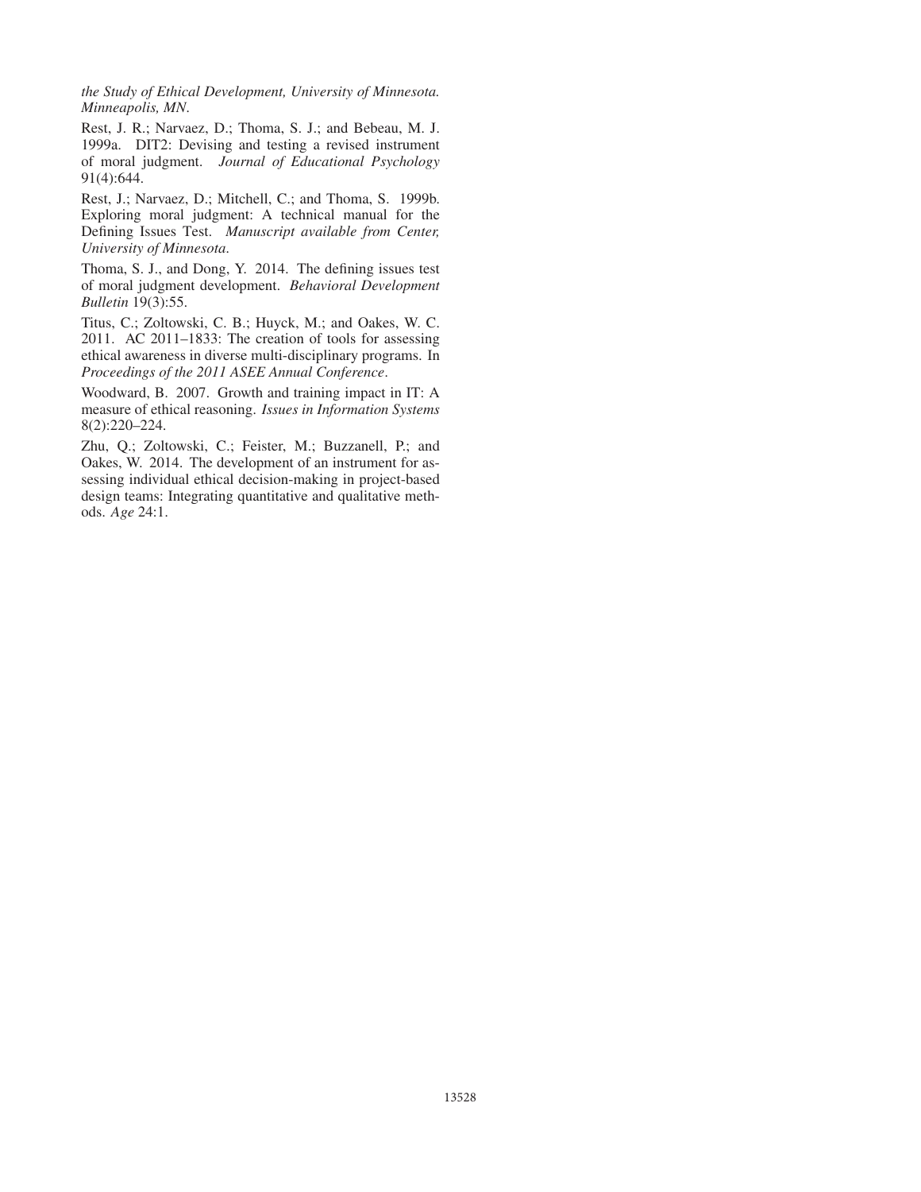*the Study of Ethical Development, University of Minnesota. Minneapolis, MN*.

Rest, J. R.; Narvaez, D.; Thoma, S. J.; and Bebeau, M. J. 1999a. DIT2: Devising and testing a revised instrument of moral judgment. *Journal of Educational Psychology* 91(4):644.

Rest, J.; Narvaez, D.; Mitchell, C.; and Thoma, S. 1999b. Exploring moral judgment: A technical manual for the Defining Issues Test. *Manuscript available from Center, University of Minnesota*.

Thoma, S. J., and Dong, Y. 2014. The defining issues test of moral judgment development. *Behavioral Development Bulletin* 19(3):55.

Titus, C.; Zoltowski, C. B.; Huyck, M.; and Oakes, W. C. 2011. AC 2011–1833: The creation of tools for assessing ethical awareness in diverse multi-disciplinary programs. In *Proceedings of the 2011 ASEE Annual Conference*.

Woodward, B. 2007. Growth and training impact in IT: A measure of ethical reasoning. *Issues in Information Systems* 8(2):220–224.

Zhu, Q.; Zoltowski, C.; Feister, M.; Buzzanell, P.; and Oakes, W. 2014. The development of an instrument for assessing individual ethical decision-making in project-based design teams: Integrating quantitative and qualitative methods. *Age* 24:1.